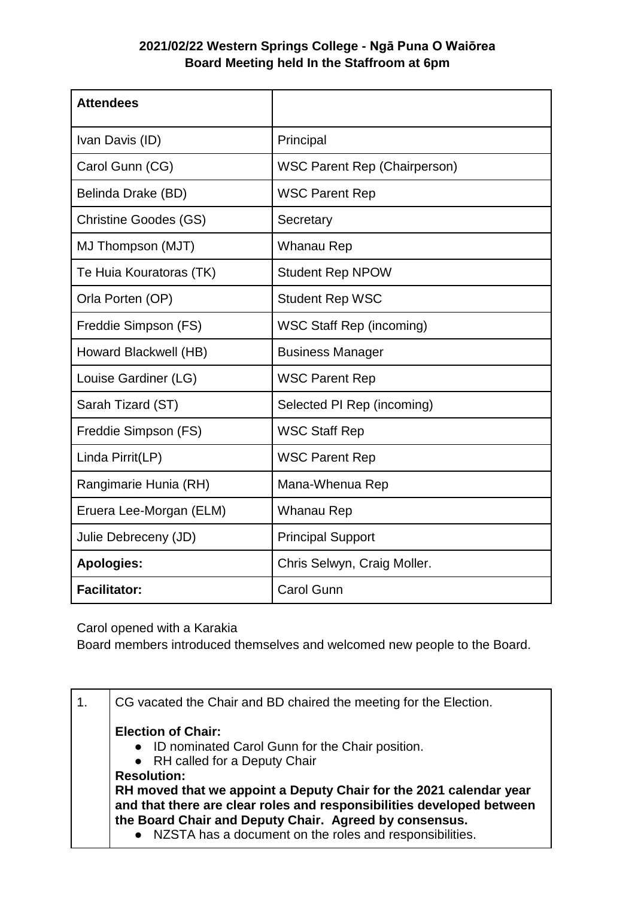**2021/02/22 Western Springs College - Ngā Puna O Waiōrea**
**Board Meeting held In the Staffroom at 6pm**

| **Attendees** | |
|---|---|
| Ivan Davis (ID) | Principal |
| Carol Gunn (CG) | WSC Parent Rep (Chairperson) |
| Belinda Drake (BD) | WSC Parent Rep |
| Christine Goodes (GS) | Secretary |
| MJ Thompson (MJT) | Whanau Rep |
| Te Huia Kouratoras (TK) | Student Rep NPOW |
| Orla Porten (OP) | Student Rep WSC |
| Freddie Simpson (FS) | WSC Staff Rep (incoming) |
| Howard Blackwell (HB) | Business Manager |
| Louise Gardiner (LG) | WSC Parent Rep |
| Sarah Tizard (ST) | Selected PI Rep (incoming) |
| Freddie Simpson (FS) | WSC Staff Rep |
| Linda Pirrit(LP) | WSC Parent Rep |
| Rangimarie Hunia (RH) | Mana-Whenua Rep |
| Eruera Lee-Morgan (ELM) | Whanau Rep |
| Julie Debreceny (JD) | Principal Support |
| **Apologies:** | Chris Selwyn, Craig Moller. |
| **Facilitator:** | Carol Gunn |

Carol opened with a Karakia
Board members introduced themselves and welcomed new people to the Board.

| | |
|---|---|
| 1. | CG vacated the Chair and BD chaired the meeting for the Election.<br><br>**Election of Chair:**<br>● ID nominated Carol Gunn for the Chair position.<br>● RH called for a Deputy Chair<br>**Resolution:**<br>**RH moved that we appoint a Deputy Chair for the 2021 calendar year and that there are clear roles and responsibilities developed between the Board Chair and Deputy Chair. Agreed by consensus.**<br>● NZSTA has a document on the roles and responsibilities. |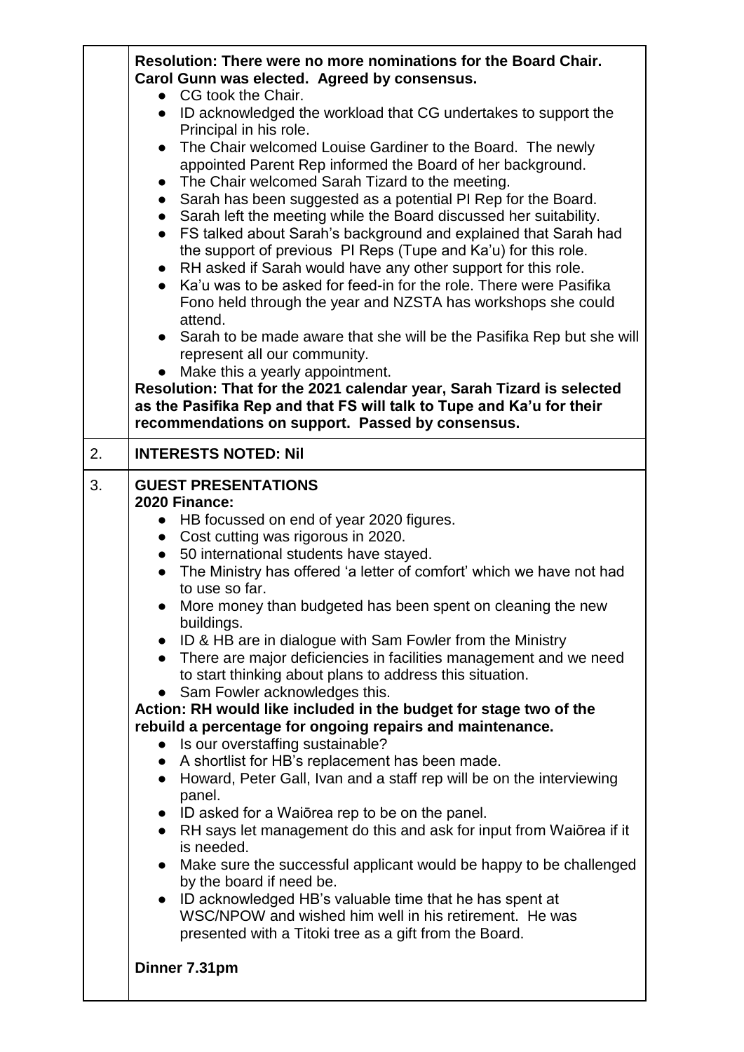|  |  |
| --- | --- |
|  | **Resolution: There were no more nominations for the Board Chair. Carol Gunn was elected. Agreed by consensus.**<br>● CG took the Chair.<br>● ID acknowledged the workload that CG undertakes to support the Principal in his role.<br>● The Chair welcomed Louise Gardiner to the Board. The newly appointed Parent Rep informed the Board of her background.<br>● The Chair welcomed Sarah Tizard to the meeting.<br>● Sarah has been suggested as a potential PI Rep for the Board.<br>● Sarah left the meeting while the Board discussed her suitability.<br>● FS talked about Sarah's background and explained that Sarah had the support of previous PI Reps (Tupe and Ka'u) for this role.<br>● RH asked if Sarah would have any other support for this role.<br>● Ka'u was to be asked for feed-in for the role. There were Pasifika Fono held through the year and NZSTA has workshops she could attend.<br>● Sarah to be made aware that she will be the Pasifika Rep but she will represent all our community.<br>● Make this a yearly appointment.<br>**Resolution: That for the 2021 calendar year, Sarah Tizard is selected as the Pasifika Rep and that FS will talk to Tupe and Ka'u for their recommendations on support. Passed by consensus.** |
| 2. | **INTERESTS NOTED: Nil** |
| 3. | **GUEST PRESENTATIONS**<br>**2020 Finance:**<br>● HB focussed on end of year 2020 figures.<br>● Cost cutting was rigorous in 2020.<br>● 50 international students have stayed.<br>● The Ministry has offered 'a letter of comfort' which we have not had to use so far.<br>● More money than budgeted has been spent on cleaning the new buildings.<br>● ID & HB are in dialogue with Sam Fowler from the Ministry<br>● There are major deficiencies in facilities management and we need to start thinking about plans to address this situation.<br>● Sam Fowler acknowledges this.<br>**Action: RH would like included in the budget for stage two of the rebuild a percentage for ongoing repairs and maintenance.**<br>● Is our overstaffing sustainable?<br>● A shortlist for HB's replacement has been made.<br>● Howard, Peter Gall, Ivan and a staff rep will be on the interviewing panel.<br>● ID asked for a Waiōrea rep to be on the panel.<br>● RH says let management do this and ask for input from Waiōrea if it is needed.<br>● Make sure the successful applicant would be happy to be challenged by the board if need be.<br>● ID acknowledged HB's valuable time that he has spent at WSC/NPOW and wished him well in his retirement. He was presented with a Titoki tree as a gift from the Board.<br><br>**Dinner 7.31pm** |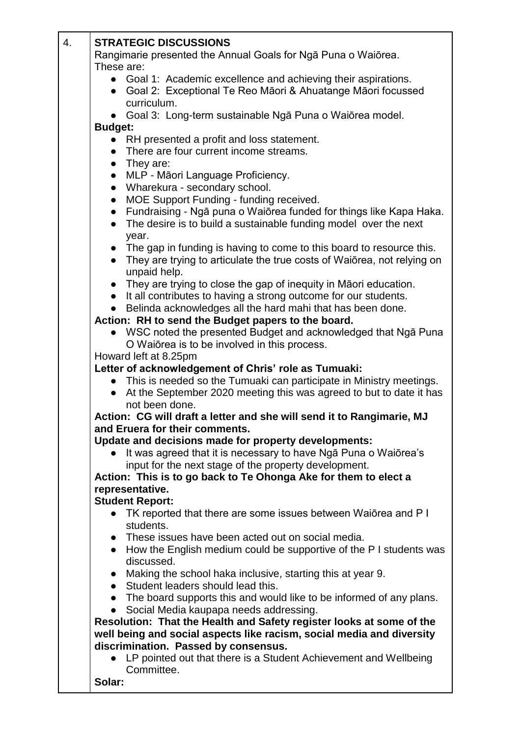| 4. | **STRATEGIC DISCUSSIONS** |
|---|---|

Rangimarie presented the Annual Goals for Ngā Puna o Waiōrea.
These are:

- Goal 1: Academic excellence and achieving their aspirations.
- Goal 2: Exceptional Te Reo Māori & Ahuatange Māori focussed curriculum.
- Goal 3: Long-term sustainable Ngā Puna o Waiōrea model.

**Budget:**

- RH presented a profit and loss statement.
- There are four current income streams.
- They are:
- MLP - Māori Language Proficiency.
- Wharekura - secondary school.
- MOE Support Funding - funding received.
- Fundraising - Ngā puna o Waiōrea funded for things like Kapa Haka.
- The desire is to build a sustainable funding model over the next year.
- The gap in funding is having to come to this board to resource this.
- They are trying to articulate the true costs of Waiōrea, not relying on unpaid help.
- They are trying to close the gap of inequity in Māori education.
- It all contributes to having a strong outcome for our students.
- Belinda acknowledges all the hard mahi that has been done.

**Action: RH to send the Budget papers to the board.**

- WSC noted the presented Budget and acknowledged that Ngā Puna O Waiōrea is to be involved in this process.

Howard left at 8.25pm

**Letter of acknowledgement of Chris' role as Tumuaki:**

- This is needed so the Tumuaki can participate in Ministry meetings.
- At the September 2020 meeting this was agreed to but to date it has not been done.

**Action: CG will draft a letter and she will send it to Rangimarie, MJ and Eruera for their comments.**

**Update and decisions made for property developments:**

- It was agreed that it is necessary to have Ngā Puna o Waiōrea's input for the next stage of the property development.

**Action: This is to go back to Te Ohonga Ake for them to elect a representative.**

**Student Report:**

- TK reported that there are some issues between Waiōrea and P I students.
- These issues have been acted out on social media.
- How the English medium could be supportive of the P I students was discussed.
- Making the school haka inclusive, starting this at year 9.
- Student leaders should lead this.
- The board supports this and would like to be informed of any plans.
- Social Media kaupapa needs addressing.

**Resolution: That the Health and Safety register looks at some of the well being and social aspects like racism, social media and diversity discrimination. Passed by consensus.**

- LP pointed out that there is a Student Achievement and Wellbeing Committee.

**Solar:**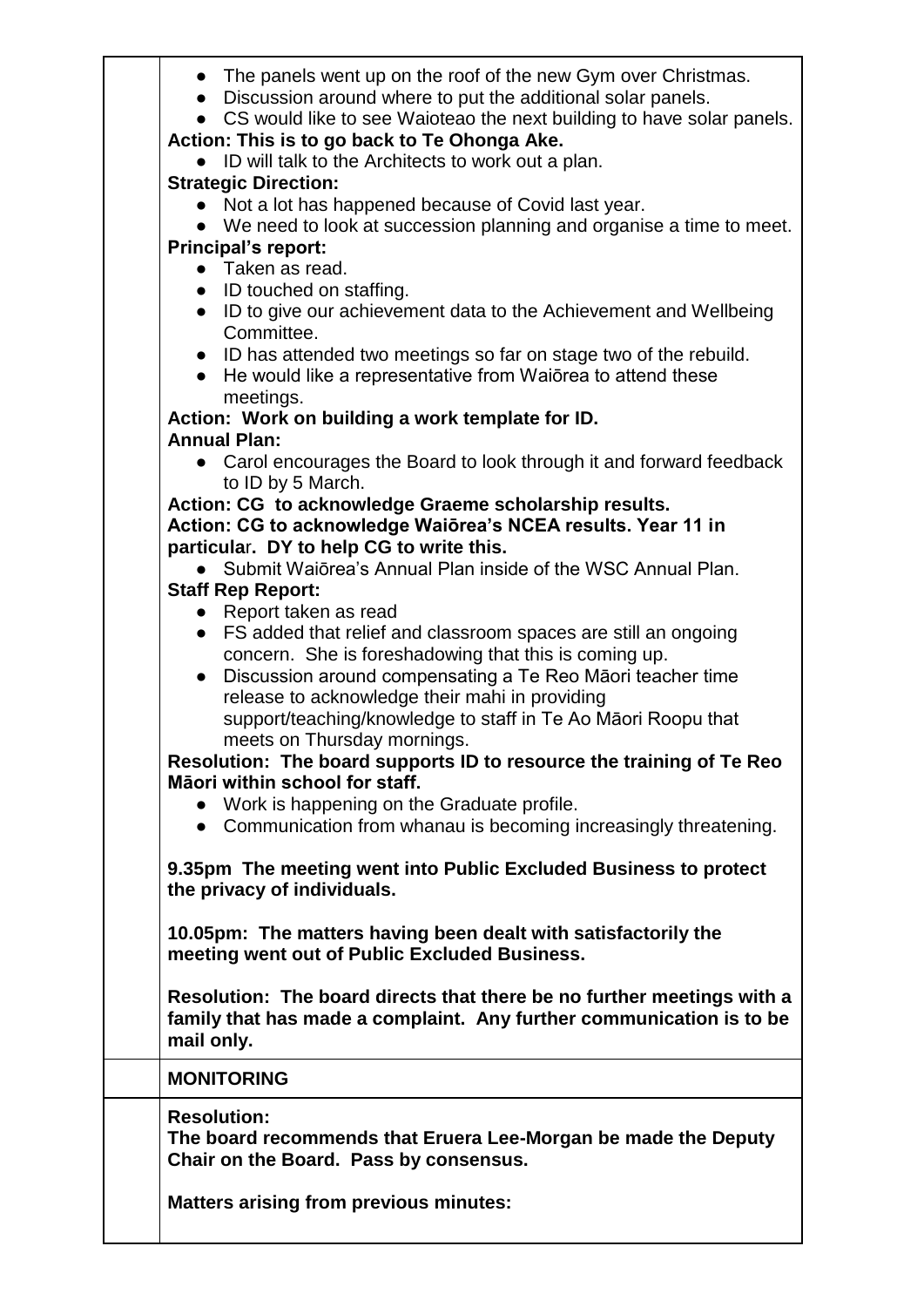- The panels went up on the roof of the new Gym over Christmas.
- Discussion around where to put the additional solar panels.
- CS would like to see Waioteao the next building to have solar panels.

**Action: This is to go back to Te Ohonga Ake.**

- ID will talk to the Architects to work out a plan.

**Strategic Direction:**

- Not a lot has happened because of Covid last year.
- We need to look at succession planning and organise a time to meet.

**Principal's report:**

- Taken as read.
- ID touched on staffing.
- ID to give our achievement data to the Achievement and Wellbeing Committee.
- ID has attended two meetings so far on stage two of the rebuild.
- He would like a representative from Waiōrea to attend these meetings.

**Action: Work on building a work template for ID.**

**Annual Plan:**

- Carol encourages the Board to look through it and forward feedback to ID by 5 March.

**Action: CG to acknowledge Graeme scholarship results.**

**Action: CG to acknowledge Waiōrea's NCEA results. Year 11 in particular. DY to help CG to write this.**

- Submit Waiōrea's Annual Plan inside of the WSC Annual Plan.

**Staff Rep Report:**

- Report taken as read
- FS added that relief and classroom spaces are still an ongoing concern. She is foreshadowing that this is coming up.
- Discussion around compensating a Te Reo Māori teacher time release to acknowledge their mahi in providing support/teaching/knowledge to staff in Te Ao Māori Roopu that meets on Thursday mornings.

**Resolution: The board supports ID to resource the training of Te Reo Māori within school for staff.**

- Work is happening on the Graduate profile.
- Communication from whanau is becoming increasingly threatening.

**9.35pm The meeting went into Public Excluded Business to protect the privacy of individuals.**

**10.05pm: The matters having been dealt with satisfactorily the meeting went out of Public Excluded Business.**

**Resolution: The board directs that there be no further meetings with a family that has made a complaint. Any further communication is to be mail only.**

**MONITORING**

**Resolution:**
**The board recommends that Eruera Lee-Morgan be made the Deputy Chair on the Board. Pass by consensus.**

**Matters arising from previous minutes:**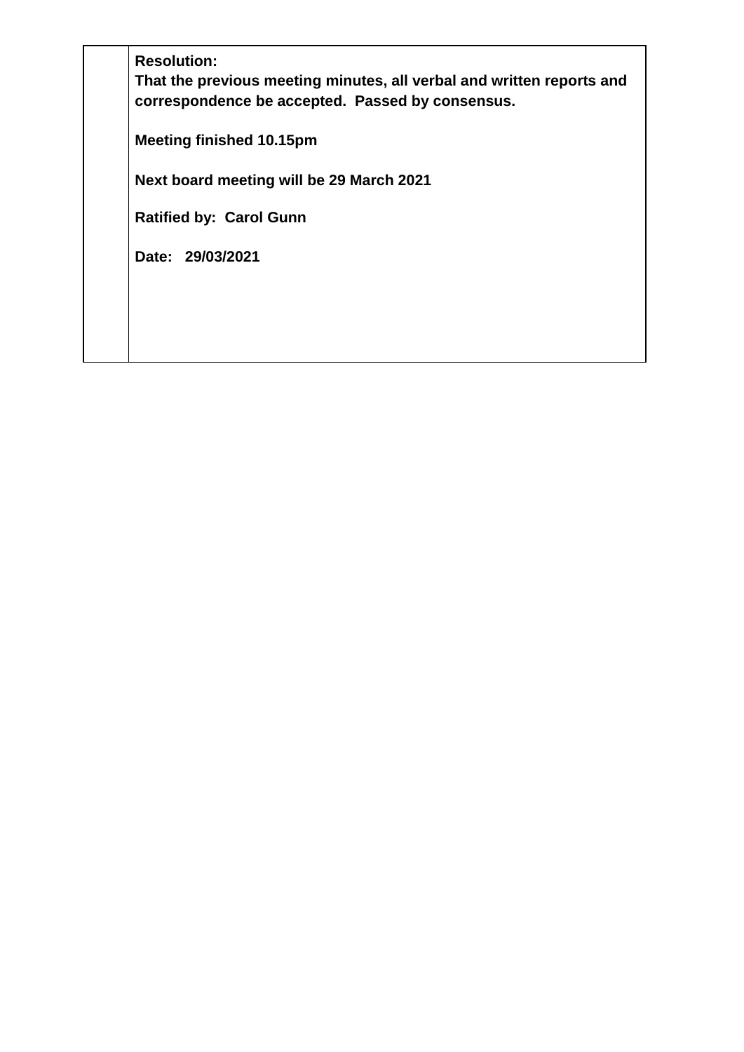| | |
|---|---|
| | **Resolution:**<br>**That the previous meeting minutes, all verbal and written reports and correspondence be accepted.  Passed by consensus.**<br><br>**Meeting finished 10.15pm**<br><br>**Next board meeting will be 29 March 2021**<br><br>**Ratified by:  Carol Gunn**<br><br>**Date:   29/03/2021** |